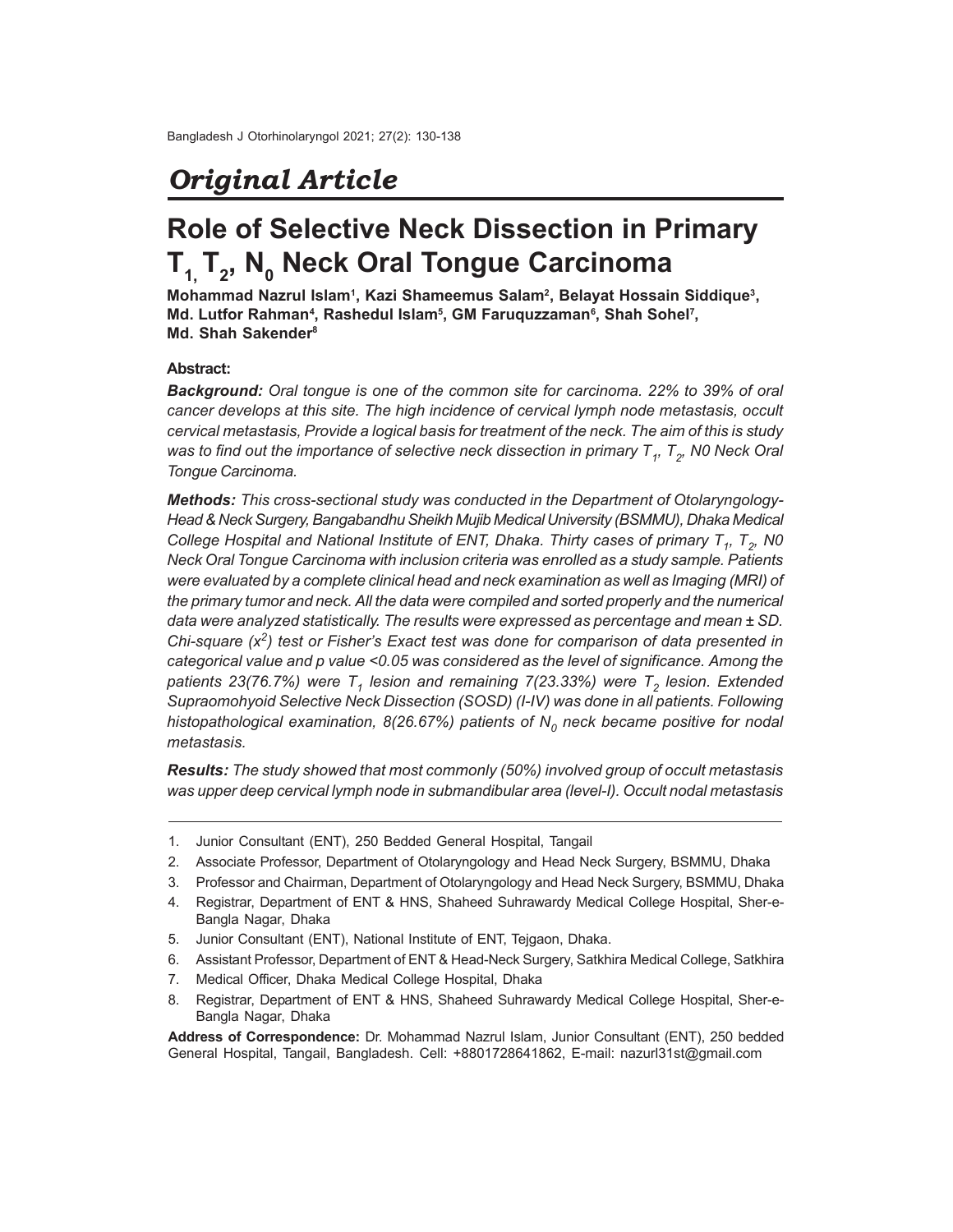## *Original Article*

# Role of Selective Neck Dissection in Primary $T_1$, $T_2$, $N_0$ Neck Oral Tongue Carcinoma

**Mohammad Nazrul Islam[1], Kazi Shameemus Salam[2], Belayat Hossain Siddique[3], Md. Lutfor Rahman[4], Rashedul Islam[5], GM Faruquzzaman[6], Shah Sohel[7], Md. Shah Sakender[8]**

### Abstract:

***Background:*** *Oral tongue is one of the common site for carcinoma. 22% to 39% of oral cancer develops at this site. The high incidence of cervical lymph node metastasis, occult cervical metastasis, Provide a logical basis for treatment of the neck. The aim of this is study was to find out the importance of selective neck dissection in primary $T_1$, $T_2$, N0 Neck Oral Tongue Carcinoma.*

***Methods:*** *This cross-sectional study was conducted in the Department of Otolaryngology-Head & Neck Surgery, Bangabandhu Sheikh Mujib Medical University (BSMMU), Dhaka Medical College Hospital and National Institute of ENT, Dhaka. Thirty cases of primary $T_1$, $T_2$, N0 Neck Oral Tongue Carcinoma with inclusion criteria was enrolled as a study sample. Patients were evaluated by a complete clinical head and neck examination as well as Imaging (MRI) of the primary tumor and neck. All the data were compiled and sorted properly and the numerical data were analyzed statistically. The results were expressed as percentage and mean ± SD. Chi-square ($x^2$) test or Fisher's Exact test was done for comparison of data presented in categorical value and p value <0.05 was considered as the level of significance. Among the patients 23(76.7%) were $T_1$ lesion and remaining 7(23.33%) were $T_2$ lesion. Extended Supraomohyoid Selective Neck Dissection (SOSD) (I-IV) was done in all patients. Following histopathological examination, 8(26.67%) patients of $N_0$ neck became positive for nodal metastasis.*

***Results:*** *The study showed that most commonly (50%) involved group of occult metastasis was upper deep cervical lymph node in submandibular area (level-I). Occult nodal metastasis*

---

1. Junior Consultant (ENT), 250 Bedded General Hospital, Tangail
2. Associate Professor, Department of Otolaryngology and Head Neck Surgery, BSMMU, Dhaka
3. Professor and Chairman, Department of Otolaryngology and Head Neck Surgery, BSMMU, Dhaka
4. Registrar, Department of ENT & HNS, Shaheed Suhrawardy Medical College Hospital, Sher-e-Bangla Nagar, Dhaka
5. Junior Consultant (ENT), National Institute of ENT, Tejgaon, Dhaka.
6. Assistant Professor, Department of ENT & Head-Neck Surgery, Satkhira Medical College, Satkhira
7. Medical Officer, Dhaka Medical College Hospital, Dhaka
8. Registrar, Department of ENT & HNS, Shaheed Suhrawardy Medical College Hospital, Sher-e-Bangla Nagar, Dhaka

**Address of Correspondence:** Dr. Mohammad Nazrul Islam, Junior Consultant (ENT), 250 bedded General Hospital, Tangail, Bangladesh. Cell: +8801728641862, E-mail: nazurl31st@gmail.com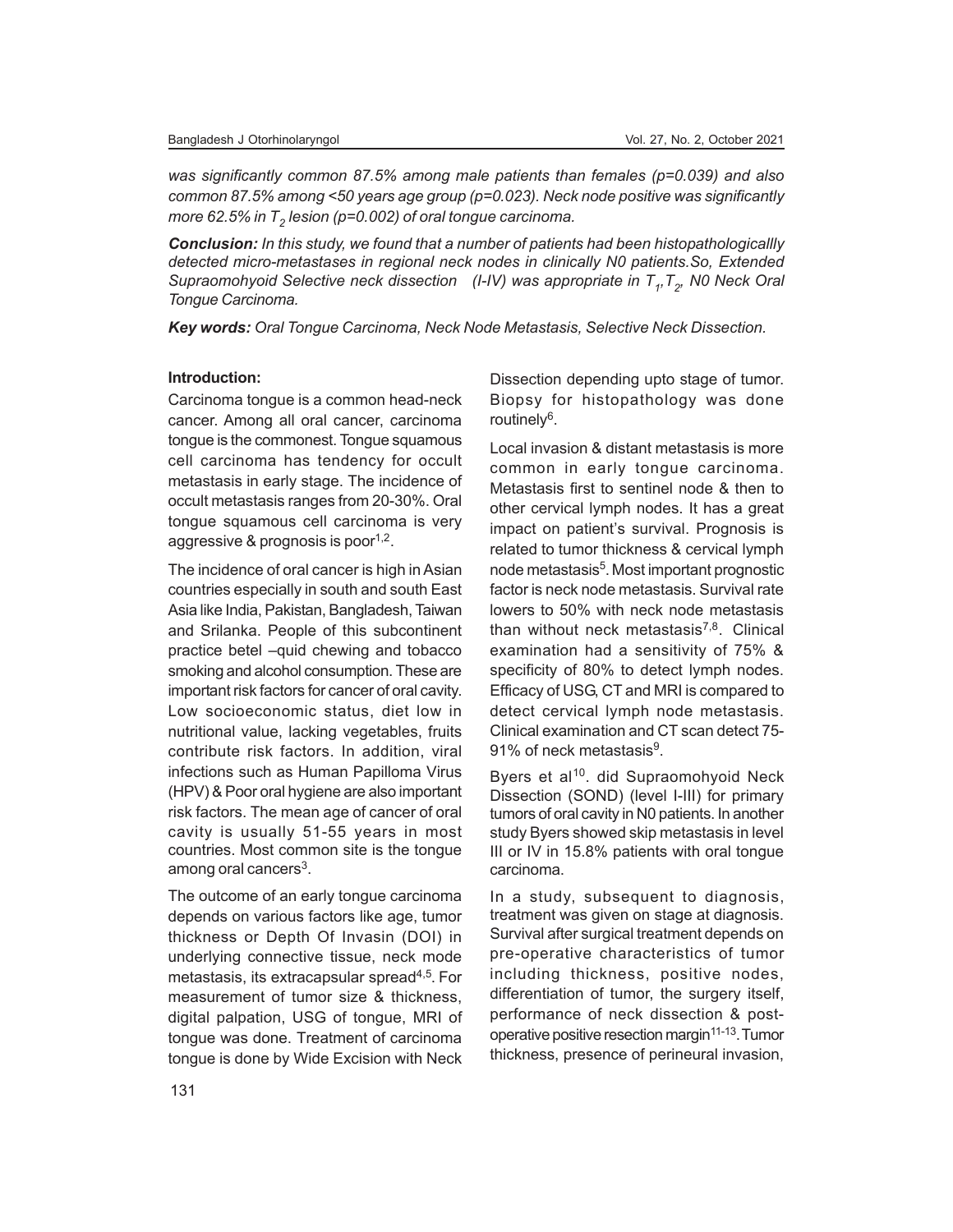*was significantly common 87.5% among male patients than females (p=0.039) and also common 87.5% among <50 years age group (p=0.023). Neck node positive was significantly more 62.5% in $T_2$ lesion (p=0.002) of oral tongue carcinoma.*

***Conclusion:*** *In this study, we found that a number of patients had been histopathologicallly detected micro-metastases in regional neck nodes in clinically N0 patients.So, Extended Supraomohyoid Selective neck dissection (I-IV) was appropriate in $T_1$,$T_2$, N0 Neck Oral Tongue Carcinoma.*

***Key words:*** *Oral Tongue Carcinoma, Neck Node Metastasis, Selective Neck Dissection*.

**Introduction:**

Carcinoma tongue is a common head-neck cancer. Among all oral cancer, carcinoma tongue is the commonest. Tongue squamous cell carcinoma has tendency for occult metastasis in early stage. The incidence of occult metastasis ranges from 20-30%. Oral tongue squamous cell carcinoma is very aggressive & prognosis is poor[1,2].

The incidence of oral cancer is high in Asian countries especially in south and south East Asia like India, Pakistan, Bangladesh, Taiwan and Srilanka. People of this subcontinent practice betel –quid chewing and tobacco smoking and alcohol consumption. These are important risk factors for cancer of oral cavity. Low socioeconomic status, diet low in nutritional value, lacking vegetables, fruits contribute risk factors. In addition, viral infections such as Human Papilloma Virus (HPV) & Poor oral hygiene are also important risk factors. The mean age of cancer of oral cavity is usually 51-55 years in most countries. Most common site is the tongue among oral cancers[3].

The outcome of an early tongue carcinoma depends on various factors like age, tumor thickness or Depth Of Invasin (DOI) in underlying connective tissue, neck mode metastasis, its extracapsular spread[4,5]. For measurement of tumor size & thickness, digital palpation, USG of tongue, MRI of tongue was done. Treatment of carcinoma tongue is done by Wide Excision with Neck Dissection depending upto stage of tumor. Biopsy for histopathology was done routinely[6].

Local invasion & distant metastasis is more common in early tongue carcinoma. Metastasis first to sentinel node & then to other cervical lymph nodes. It has a great impact on patient's survival. Prognosis is related to tumor thickness & cervical lymph node metastasis[5]. Most important prognostic factor is neck node metastasis. Survival rate lowers to 50% with neck node metastasis than without neck metastasis[7,8]. Clinical examination had a sensitivity of 75% & specificity of 80% to detect lymph nodes. Efficacy of USG, CT and MRI is compared to detect cervical lymph node metastasis. Clinical examination and CT scan detect 75-91% of neck metastasis[9].

Byers et al[10]. did Supraomohyoid Neck Dissection (SOND) (level I-III) for primary tumors of oral cavity in N0 patients. In another study Byers showed skip metastasis in level III or IV in 15.8% patients with oral tongue carcinoma.

In a study, subsequent to diagnosis, treatment was given on stage at diagnosis. Survival after surgical treatment depends on pre-operative characteristics of tumor including thickness, positive nodes, differentiation of tumor, the surgery itself, performance of neck dissection & post-operative positive resection margin[11-13]. Tumor thickness, presence of perineural invasion,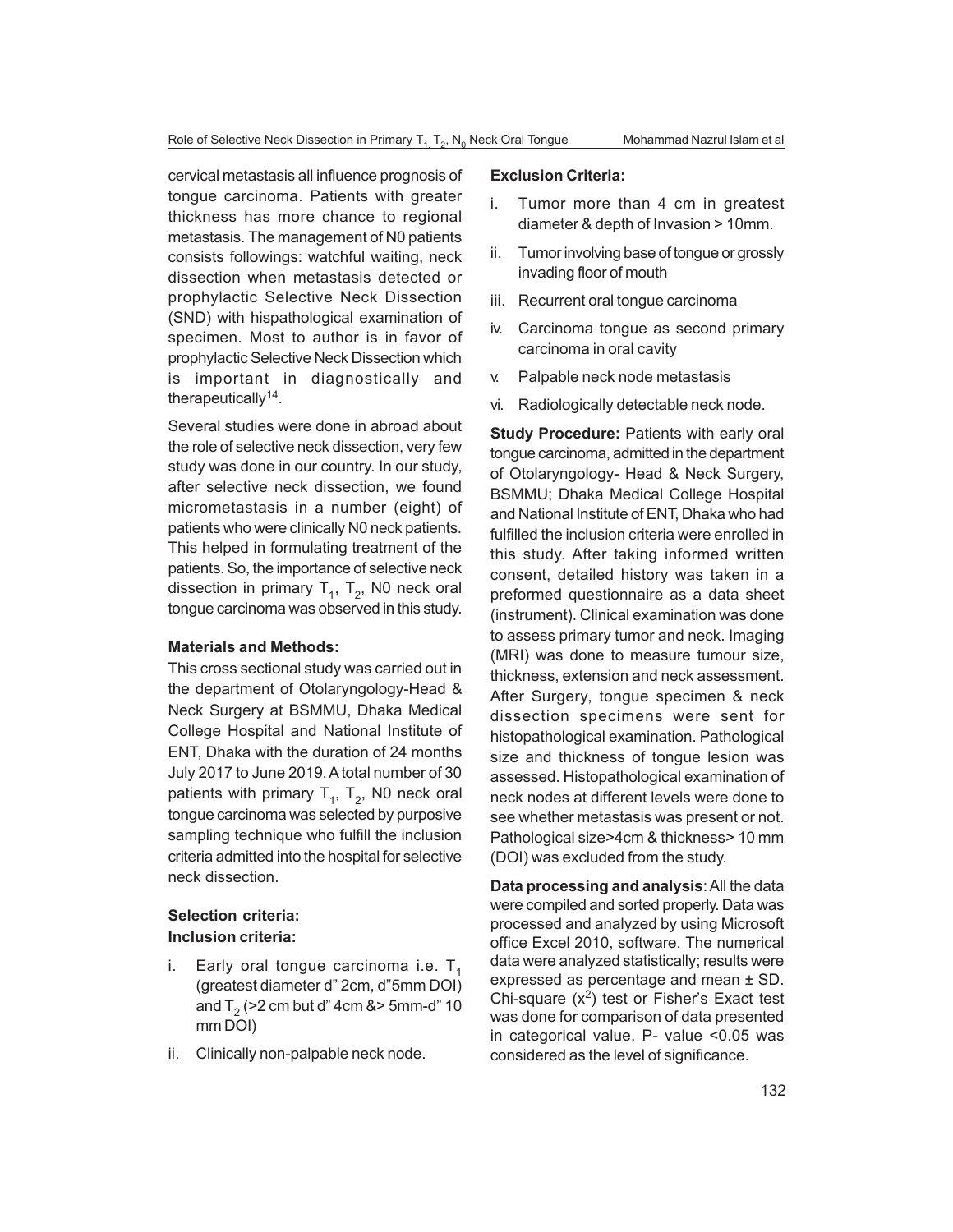cervical metastasis all influence prognosis of tongue carcinoma. Patients with greater thickness has more chance to regional metastasis. The management of N0 patients consists followings: watchful waiting, neck dissection when metastasis detected or prophylactic Selective Neck Dissection (SND) with hispathological examination of specimen. Most to author is in favor of prophylactic Selective Neck Dissection which is important in diagnostically and therapeutically[14].

Several studies were done in abroad about the role of selective neck dissection, very few study was done in our country. In our study, after selective neck dissection, we found micrometastasis in a number (eight) of patients who were clinically N0 neck patients. This helped in formulating treatment of the patients. So, the importance of selective neck dissection in primary $T_1$, $T_2$, N0 neck oral tongue carcinoma was observed in this study.

**Materials and Methods:**

This cross sectional study was carried out in the department of Otolaryngology-Head & Neck Surgery at BSMMU, Dhaka Medical College Hospital and National Institute of ENT, Dhaka with the duration of 24 months July 2017 to June 2019. A total number of 30 patients with primary $T_1$, $T_2$, N0 neck oral tongue carcinoma was selected by purposive sampling technique who fulfill the inclusion criteria admitted into the hospital for selective neck dissection.

**Selection criteria:**

**Inclusion criteria:**

i. Early oral tongue carcinoma i.e. $T_1$ (greatest diameter d" 2cm, d"5mm DOI) and $T_2$ (>2 cm but d" 4cm &> 5mm-d" 10 mm DOI)

ii. Clinically non-palpable neck node.

**Exclusion Criteria:**

i. Tumor more than 4 cm in greatest diameter & depth of Invasion > 10mm.

ii. Tumor involving base of tongue or grossly invading floor of mouth

iii. Recurrent oral tongue carcinoma

iv. Carcinoma tongue as second primary carcinoma in oral cavity

v. Palpable neck node metastasis

vi. Radiologically detectable neck node.

**Study Procedure:** Patients with early oral tongue carcinoma, admitted in the department of Otolaryngology- Head & Neck Surgery, BSMMU; Dhaka Medical College Hospital and National Institute of ENT, Dhaka who had fulfilled the inclusion criteria were enrolled in this study. After taking informed written consent, detailed history was taken in a preformed questionnaire as a data sheet (instrument). Clinical examination was done to assess primary tumor and neck. Imaging (MRI) was done to measure tumour size, thickness, extension and neck assessment. After Surgery, tongue specimen & neck dissection specimens were sent for histopathological examination. Pathological size and thickness of tongue lesion was assessed. Histopathological examination of neck nodes at different levels were done to see whether metastasis was present or not. Pathological size>4cm & thickness> 10 mm (DOI) was excluded from the study.

**Data processing and analysis**: All the data were compiled and sorted properly. Data was processed and analyzed by using Microsoft office Excel 2010, software. The numerical data were analyzed statistically; results were expressed as percentage and mean ± SD. Chi-square ($x^2$) test or Fisher's Exact test was done for comparison of data presented in categorical value. P- value <0.05 was considered as the level of significance.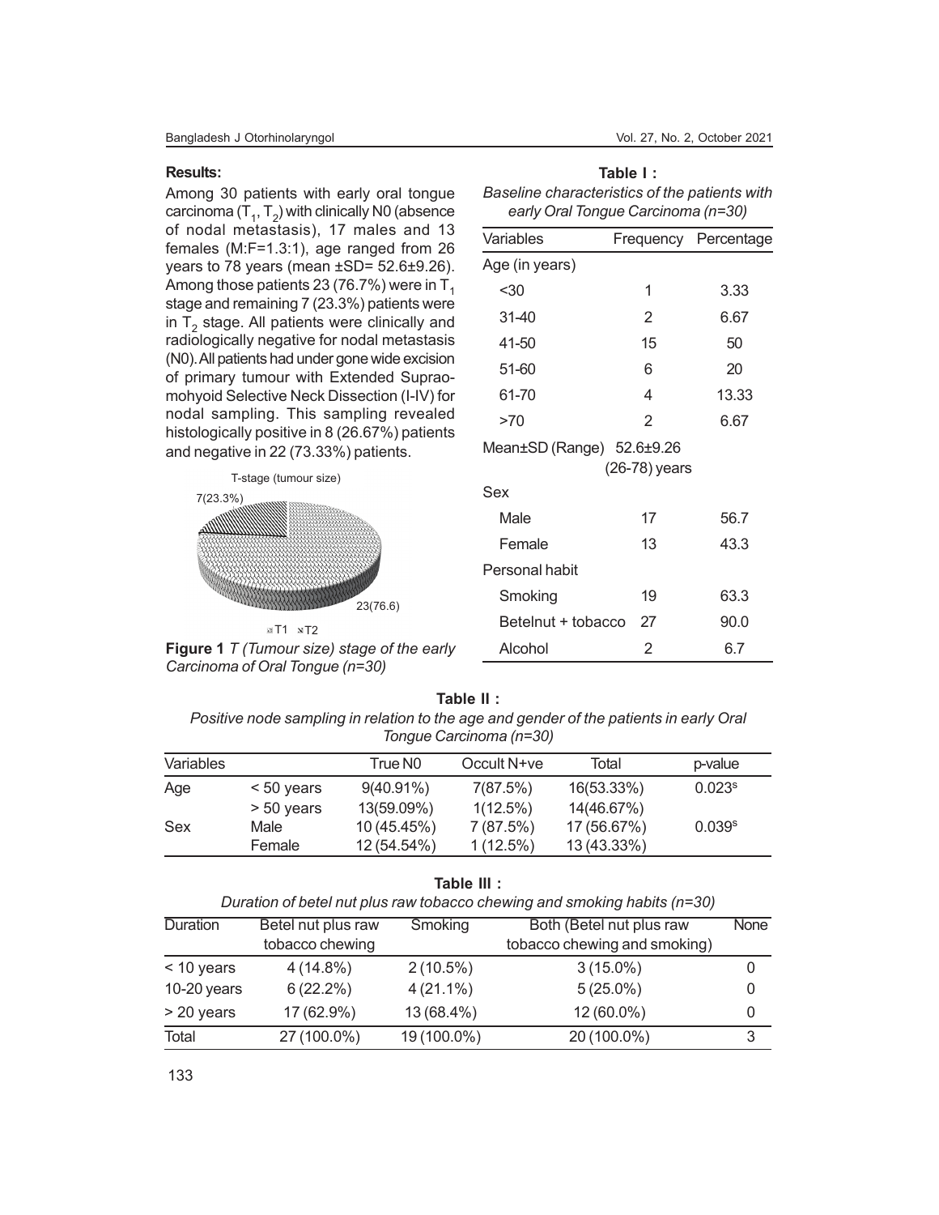## Results:

Among 30 patients with early oral tongue carcinoma ($T_1$, $T_2$) with clinically N0 (absence of nodal metastasis), 17 males and 13 females (M:F=1.3:1), age ranged from 26 years to 78 years (mean ±SD= 52.6±9.26). Among those patients 23 (76.7%) were in $T_1$ stage and remaining 7 (23.3%) patients were in $T_2$ stage. All patients were clinically and radiologically negative for nodal metastasis (N0). All patients had under gone wide excision of primary tumour with Extended Suprao-mohyoid Selective Neck Dissection (I-IV) for nodal sampling. This sampling revealed histologically positive in 8 (26.67%) patients and negative in 22 (73.33%) patients.

T-stage (tumour size)

7(23.3%)

23(76.6)

T1 T2

**Figure 1** *T (Tumour size) stage of the early Carcinoma of Oral Tongue (n=30)*

**Table I :**

*Baseline characteristics of the patients with early Oral Tongue Carcinoma (n=30)*

| Variables | Frequency | Percentage |
|---|---|---|
| Age (in years) | | |
| <30 | 1 | 3.33 |
| 31-40 | 2 | 6.67 |
| 41-50 | 15 | 50 |
| 51-60 | 6 | 20 |
| 61-70 | 4 | 13.33 |
| >70 | 2 | 6.67 |
| Mean±SD (Range) | 52.6±9.26 (26-78) years | |
| Sex | | |
| Male | 17 | 56.7 |
| Female | 13 | 43.3 |
| Personal habit | | |
| Smoking | 19 | 63.3 |
| Betelnut + tobacco | 27 | 90.0 |
| Alcohol | 2 | 6.7 |

**Table II :**

*Positive node sampling in relation to the age and gender of the patients in early Oral Tongue Carcinoma (n=30)*

| Variables | | True N0 | Occult N+ve | Total | p-value |
|---|---|---|---|---|---|
| Age | < 50 years | 9(40.91%) | 7(87.5%) | 16(53.33%) | 0.023[s] |
| | > 50 years | 13(59.09%) | 1(12.5%) | 14(46.67%) | |
| Sex | Male | 10 (45.45%) | 7 (87.5%) | 17 (56.67%) | 0.039[s] |
| | Female | 12 (54.54%) | 1 (12.5%) | 13 (43.33%) | |

**Table III :**

*Duration of betel nut plus raw tobacco chewing and smoking habits (n=30)*

| Duration | Betel nut plus raw tobacco chewing | Smoking | Both (Betel nut plus raw tobacco chewing and smoking) | None |
|---|---|---|---|---|
| < 10 years | 4 (14.8%) | 2 (10.5%) | 3 (15.0%) | 0 |
| 10-20 years | 6 (22.2%) | 4 (21.1%) | 5 (25.0%) | 0 |
| > 20 years | 17 (62.9%) | 13 (68.4%) | 12 (60.0%) | 0 |
| Total | 27 (100.0%) | 19 (100.0%) | 20 (100.0%) | 3 |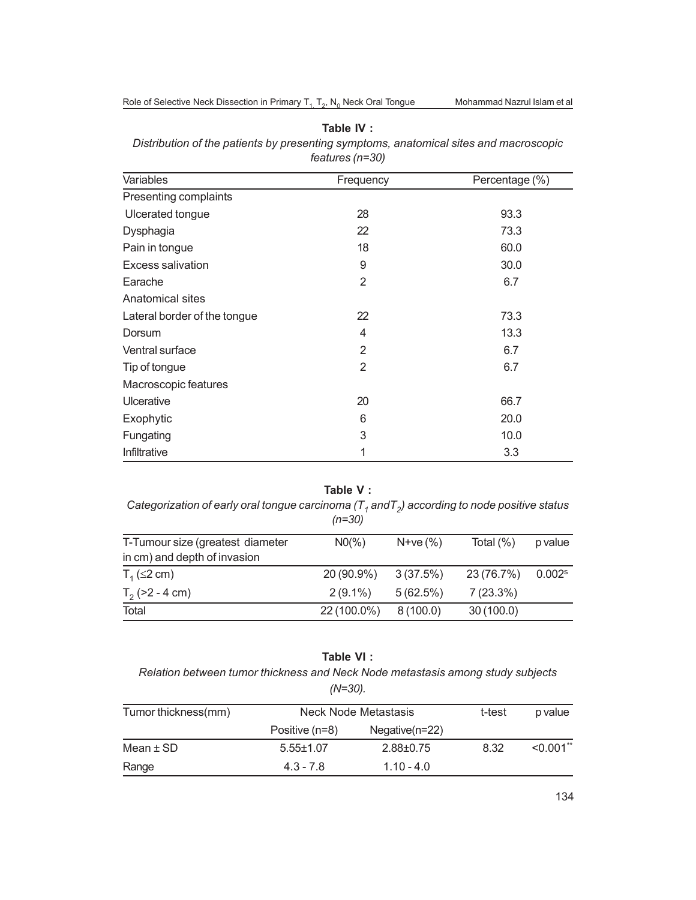**Table IV :**

*Distribution of the patients by presenting symptoms, anatomical sites and macroscopic features (n=30)*

| Variables | Frequency | Percentage (%) |
|---|---|---|
| Presenting complaints | | |
| Ulcerated tongue | 28 | 93.3 |
| Dysphagia | 22 | 73.3 |
| Pain in tongue | 18 | 60.0 |
| Excess salivation | 9 | 30.0 |
| Earache | 2 | 6.7 |
| Anatomical sites | | |
| Lateral border of the tongue | 22 | 73.3 |
| Dorsum | 4 | 13.3 |
| Ventral surface | 2 | 6.7 |
| Tip of tongue | 2 | 6.7 |
| Macroscopic features | | |
| Ulcerative | 20 | 66.7 |
| Exophytic | 6 | 20.0 |
| Fungating | 3 | 10.0 |
| Infiltrative | 1 | 3.3 |

**Table V :**

*Categorization of early oral tongue carcinoma ($T_1$ and $T_2$) according to node positive status (n=30)*

| T-Tumour size (greatest diameter in cm) and depth of invasion | N0(%) | N+ve (%) | Total (%) | p value |
|---|---|---|---|---|
| $T_1$ (≤2 cm) | 20 (90.9%) | 3 (37.5%) | 23 (76.7%) | $0.002^s$ |
| $T_2$ (>2 - 4 cm) | 2 (9.1%) | 5 (62.5%) | 7 (23.3%) | |
| Total | 22 (100.0%) | 8 (100.0) | 30 (100.0) | |

**Table VI :**

*Relation between tumor thickness and Neck Node metastasis among study subjects (N=30).*

| Tumor thickness(mm) | Neck Node Metastasis | | t-test | p value |
|---|---|---|---|---|
| | Positive (n=8) | Negative(n=22) | | |
| Mean ± SD | 5.55±1.07 | 2.88±0.75 | 8.32 | $<0.001^{**}$ |
| Range | 4.3 - 7.8 | 1.10 - 4.0 | | |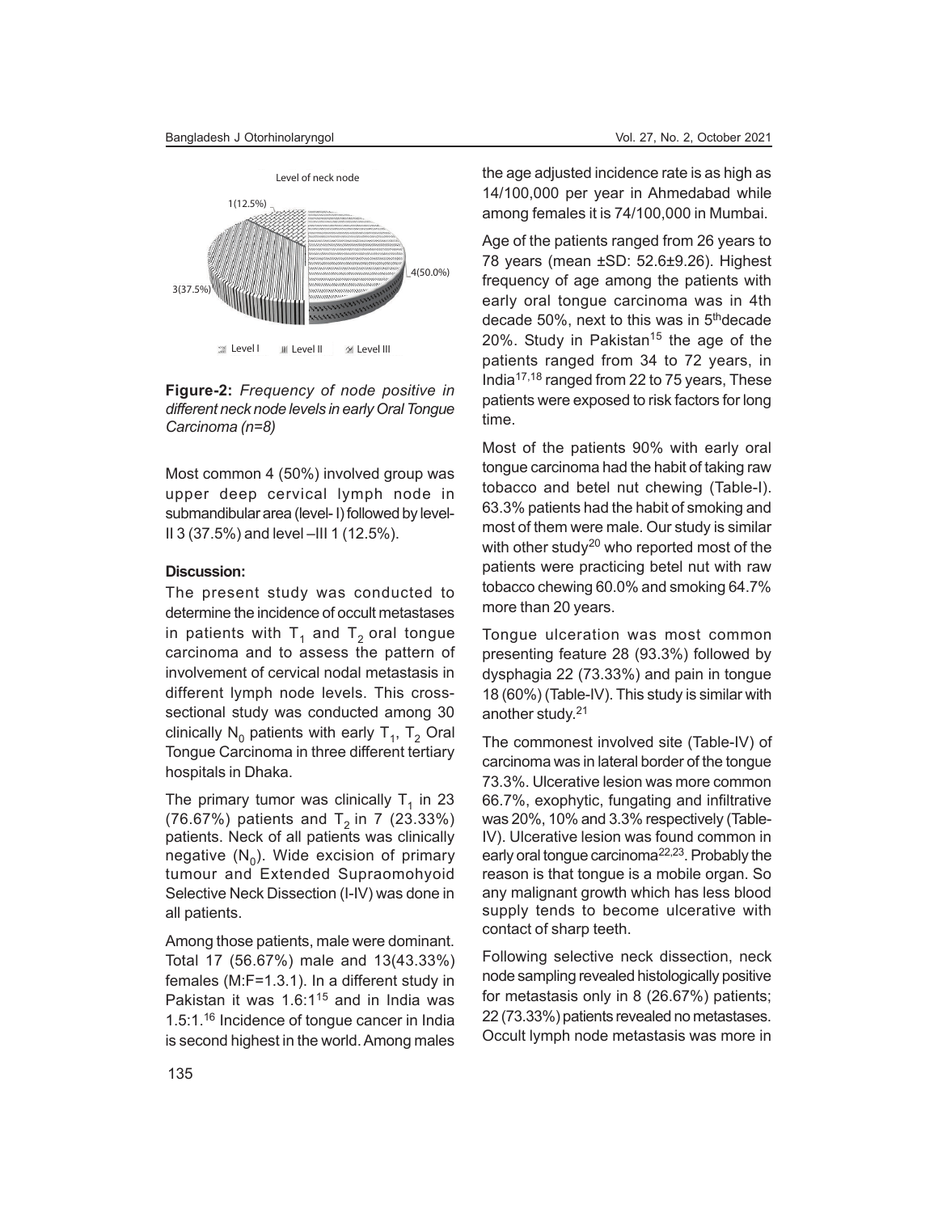Level of neck node

1(12.5%)

4(50.0%)

3(37.5%)

Level I    Level II    Level III

**Figure-2:** *Frequency of node positive in different neck node levels in early Oral Tongue Carcinoma (n=8)*

Most common 4 (50%) involved group was upper deep cervical lymph node in submandibular area (level- I) followed by level-II 3 (37.5%) and level –III 1 (12.5%).

### Discussion:

The present study was conducted to determine the incidence of occult metastases in patients with $T_1$ and $T_2$ oral tongue carcinoma and to assess the pattern of involvement of cervical nodal metastasis in different lymph node levels. This cross-sectional study was conducted among 30 clinically $N_0$ patients with early $T_1$, $T_2$ Oral Tongue Carcinoma in three different tertiary hospitals in Dhaka.

The primary tumor was clinically $T_1$ in 23 (76.67%) patients and $T_2$ in 7 (23.33%) patients. Neck of all patients was clinically negative ($N_0$). Wide excision of primary tumour and Extended Supraomohyoid Selective Neck Dissection (I-IV) was done in all patients.

Among those patients, male were dominant. Total 17 (56.67%) male and 13(43.33%) females (M:F=1.3.1). In a different study in Pakistan it was 1.6:1[15] and in India was 1.5:1.[16] Incidence of tongue cancer in India is second highest in the world. Among males the age adjusted incidence rate is as high as 14/100,000 per year in Ahmedabad while among females it is 74/100,000 in Mumbai.

Age of the patients ranged from 26 years to 78 years (mean ±SD: 52.6±9.26). Highest frequency of age among the patients with early oral tongue carcinoma was in 4th decade 50%, next to this was in 5[th]decade 20%. Study in Pakistan[15] the age of the patients ranged from 34 to 72 years, in India[17,18] ranged from 22 to 75 years, These patients were exposed to risk factors for long time.

Most of the patients 90% with early oral tongue carcinoma had the habit of taking raw tobacco and betel nut chewing (Table-I). 63.3% patients had the habit of smoking and most of them were male. Our study is similar with other study[20] who reported most of the patients were practicing betel nut with raw tobacco chewing 60.0% and smoking 64.7% more than 20 years.

Tongue ulceration was most common presenting feature 28 (93.3%) followed by dysphagia 22 (73.33%) and pain in tongue 18 (60%) (Table-IV). This study is similar with another study.[21]

The commonest involved site (Table-IV) of carcinoma was in lateral border of the tongue 73.3%. Ulcerative lesion was more common 66.7%, exophytic, fungating and infiltrative was 20%, 10% and 3.3% respectively (Table-IV). Ulcerative lesion was found common in early oral tongue carcinoma[22,23]. Probably the reason is that tongue is a mobile organ. So any malignant growth which has less blood supply tends to become ulcerative with contact of sharp teeth.

Following selective neck dissection, neck node sampling revealed histologically positive for metastasis only in 8 (26.67%) patients; 22 (73.33%) patients revealed no metastases. Occult lymph node metastasis was more in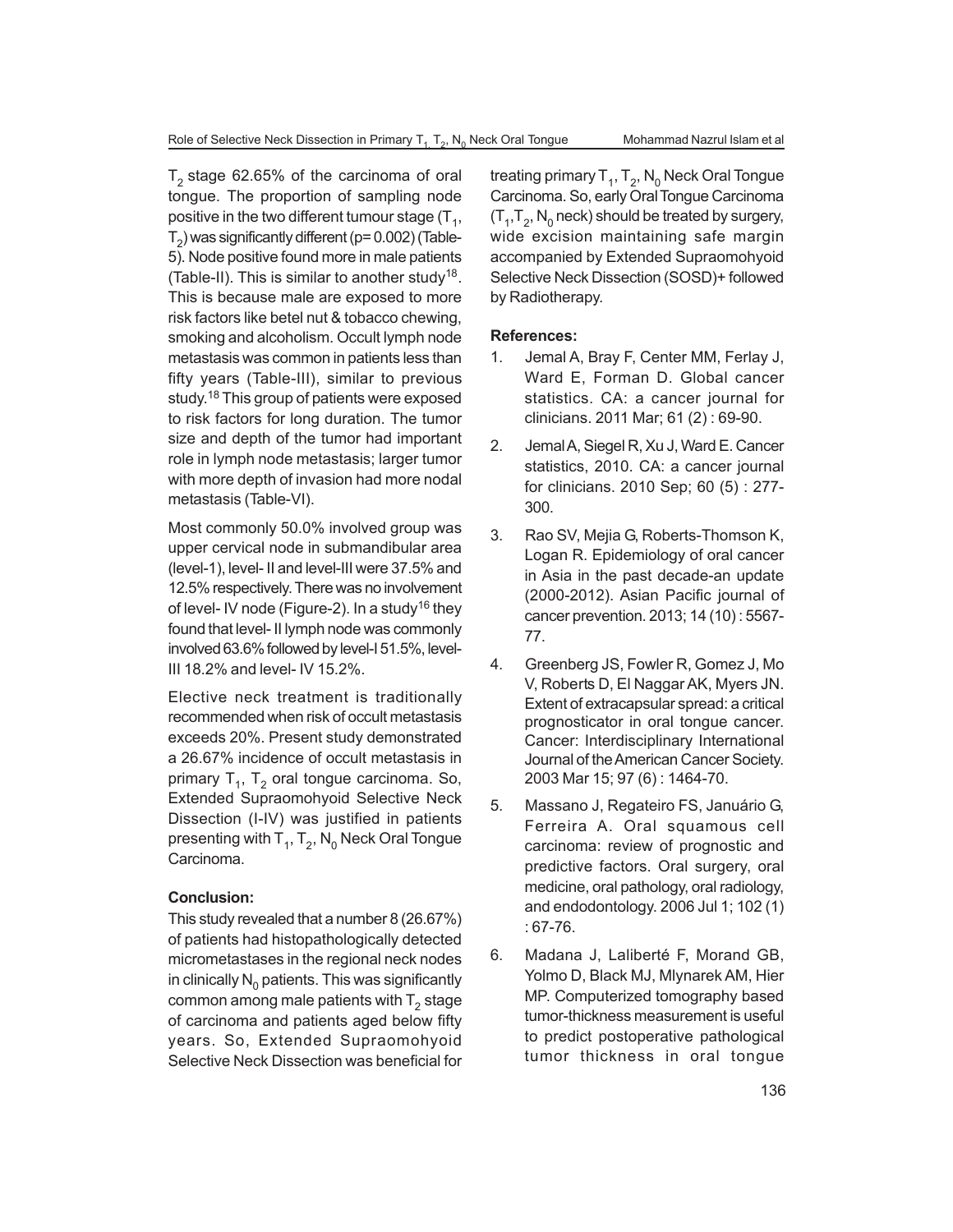$T_2$ stage 62.65% of the carcinoma of oral tongue. The proportion of sampling node positive in the two different tumour stage ($T_1$, $T_2$) was significantly different (p= 0.002) (Table-5). Node positive found more in male patients (Table-II). This is similar to another study[18]. This is because male are exposed to more risk factors like betel nut & tobacco chewing, smoking and alcoholism. Occult lymph node metastasis was common in patients less than fifty years (Table-III), similar to previous study.[18] This group of patients were exposed to risk factors for long duration. The tumor size and depth of the tumor had important role in lymph node metastasis; larger tumor with more depth of invasion had more nodal metastasis (Table-VI).

Most commonly 50.0% involved group was upper cervical node in submandibular area (level-1), level- II and level-III were 37.5% and 12.5% respectively. There was no involvement of level- IV node (Figure-2). In a study[16] they found that level- II lymph node was commonly involved 63.6% followed by level-I 51.5%, level-III 18.2% and level- IV 15.2%.

Elective neck treatment is traditionally recommended when risk of occult metastasis exceeds 20%. Present study demonstrated a 26.67% incidence of occult metastasis in primary $T_1$, $T_2$ oral tongue carcinoma. So, Extended Supraomohyoid Selective Neck Dissection (I-IV) was justified in patients presenting with $T_1$, $T_2$, $N_0$ Neck Oral Tongue Carcinoma.

**Conclusion:**

This study revealed that a number 8 (26.67%) of patients had histopathologically detected micrometastases in the regional neck nodes in clinically $N_0$ patients. This was significantly common among male patients with $T_2$ stage of carcinoma and patients aged below fifty years. So, Extended Supraomohyoid Selective Neck Dissection was beneficial for treating primary $T_1$, $T_2$, $N_0$ Neck Oral Tongue Carcinoma. So, early Oral Tongue Carcinoma ($T_1$, $T_2$, $N_0$ neck) should be treated by surgery, wide excision maintaining safe margin accompanied by Extended Supraomohyoid Selective Neck Dissection (SOSD)+ followed by Radiotherapy.

**References:**

1. Jemal A, Bray F, Center MM, Ferlay J, Ward E, Forman D. Global cancer statistics. CA: a cancer journal for clinicians. 2011 Mar; 61 (2) : 69-90.
2. Jemal A, Siegel R, Xu J, Ward E. Cancer statistics, 2010. CA: a cancer journal for clinicians. 2010 Sep; 60 (5) : 277-300.
3. Rao SV, Mejia G, Roberts-Thomson K, Logan R. Epidemiology of oral cancer in Asia in the past decade-an update (2000-2012). Asian Pacific journal of cancer prevention. 2013; 14 (10) : 5567-77.
4. Greenberg JS, Fowler R, Gomez J, Mo V, Roberts D, El Naggar AK, Myers JN. Extent of extracapsular spread: a critical prognosticator in oral tongue cancer. Cancer: Interdisciplinary International Journal of the American Cancer Society. 2003 Mar 15; 97 (6) : 1464-70.
5. Massano J, Regateiro FS, Januário G, Ferreira A. Oral squamous cell carcinoma: review of prognostic and predictive factors. Oral surgery, oral medicine, oral pathology, oral radiology, and endodontology. 2006 Jul 1; 102 (1) : 67-76.
6. Madana J, Laliberté F, Morand GB, Yolmo D, Black MJ, Mlynarek AM, Hier MP. Computerized tomography based tumor-thickness measurement is useful to predict postoperative pathological tumor thickness in oral tongue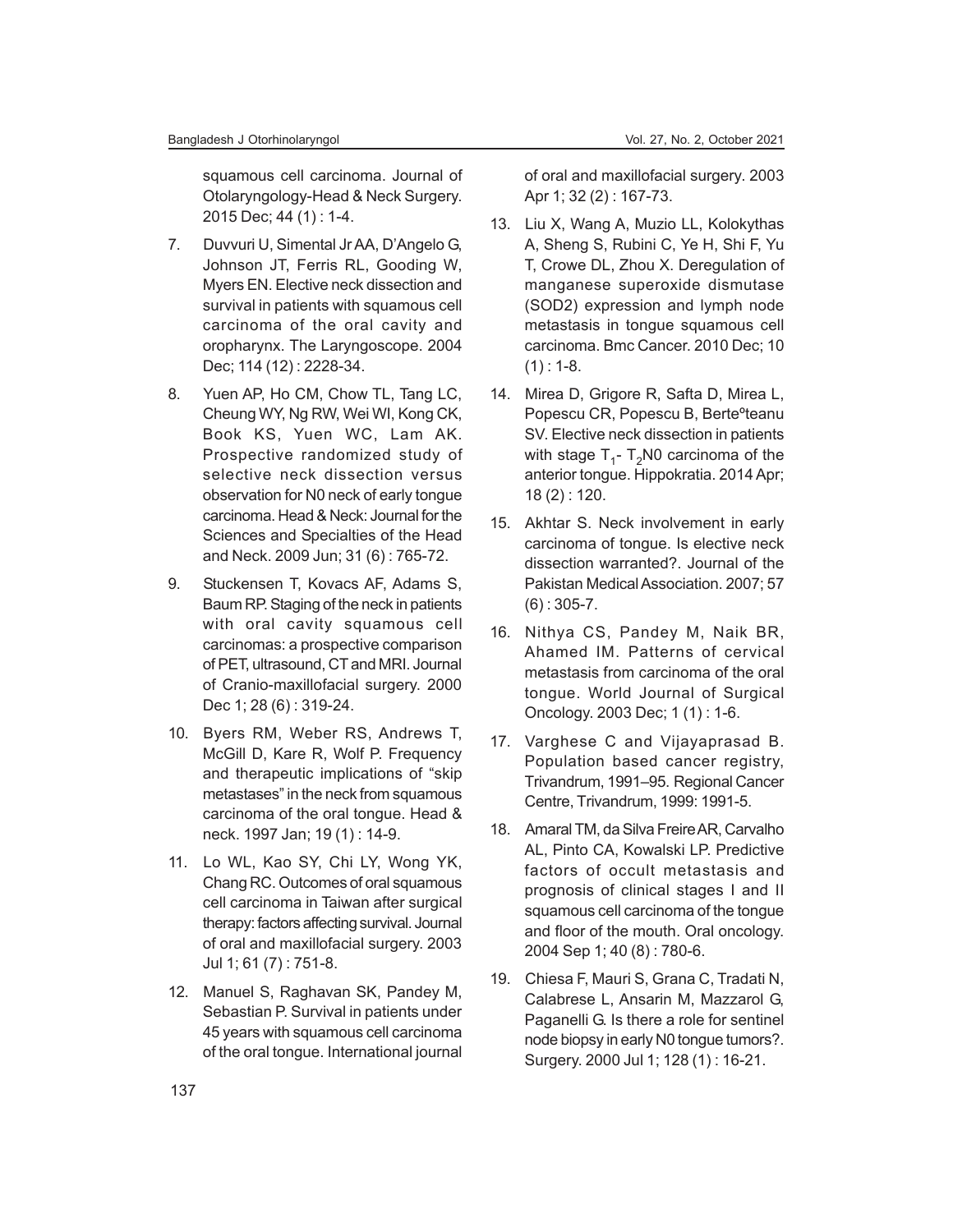squamous cell carcinoma. Journal of Otolaryngology-Head & Neck Surgery. 2015 Dec; 44 (1) : 1-4.

7. Duvvuri U, Simental Jr AA, D'Angelo G, Johnson JT, Ferris RL, Gooding W, Myers EN. Elective neck dissection and survival in patients with squamous cell carcinoma of the oral cavity and oropharynx. The Laryngoscope. 2004 Dec; 114 (12) : 2228-34.

8. Yuen AP, Ho CM, Chow TL, Tang LC, Cheung WY, Ng RW, Wei WI, Kong CK, Book KS, Yuen WC, Lam AK. Prospective randomized study of selective neck dissection versus observation for N0 neck of early tongue carcinoma. Head & Neck: Journal for the Sciences and Specialties of the Head and Neck. 2009 Jun; 31 (6) : 765-72.

9. Stuckensen T, Kovacs AF, Adams S, Baum RP. Staging of the neck in patients with oral cavity squamous cell carcinomas: a prospective comparison of PET, ultrasound, CT and MRI. Journal of Cranio-maxillofacial surgery. 2000 Dec 1; 28 (6) : 319-24.

10. Byers RM, Weber RS, Andrews T, McGill D, Kare R, Wolf P. Frequency and therapeutic implications of "skip metastases" in the neck from squamous carcinoma of the oral tongue. Head & neck. 1997 Jan; 19 (1) : 14-9.

11. Lo WL, Kao SY, Chi LY, Wong YK, Chang RC. Outcomes of oral squamous cell carcinoma in Taiwan after surgical therapy: factors affecting survival. Journal of oral and maxillofacial surgery. 2003 Jul 1; 61 (7) : 751-8.

12. Manuel S, Raghavan SK, Pandey M, Sebastian P. Survival in patients under 45 years with squamous cell carcinoma of the oral tongue. International journal of oral and maxillofacial surgery. 2003 Apr 1; 32 (2) : 167-73.

13. Liu X, Wang A, Muzio LL, Kolokythas A, Sheng S, Rubini C, Ye H, Shi F, Yu T, Crowe DL, Zhou X. Deregulation of manganese superoxide dismutase (SOD2) expression and lymph node metastasis in tongue squamous cell carcinoma. Bmc Cancer. 2010 Dec; 10 (1) : 1-8.

14. Mirea D, Grigore R, Safta D, Mirea L, Popescu CR, Popescu B, Berteºteanu SV. Elective neck dissection in patients with stage $T_1$- $T_2$N0 carcinoma of the anterior tongue. Hippokratia. 2014 Apr; 18 (2) : 120.

15. Akhtar S. Neck involvement in early carcinoma of tongue. Is elective neck dissection warranted?. Journal of the Pakistan Medical Association. 2007; 57 (6) : 305-7.

16. Nithya CS, Pandey M, Naik BR, Ahamed IM. Patterns of cervical metastasis from carcinoma of the oral tongue. World Journal of Surgical Oncology. 2003 Dec; 1 (1) : 1-6.

17. Varghese C and Vijayaprasad B. Population based cancer registry, Trivandrum, 1991–95. Regional Cancer Centre, Trivandrum, 1999: 1991-5.

18. Amaral TM, da Silva Freire AR, Carvalho AL, Pinto CA, Kowalski LP. Predictive factors of occult metastasis and prognosis of clinical stages I and II squamous cell carcinoma of the tongue and floor of the mouth. Oral oncology. 2004 Sep 1; 40 (8) : 780-6.

19. Chiesa F, Mauri S, Grana C, Tradati N, Calabrese L, Ansarin M, Mazzarol G, Paganelli G. Is there a role for sentinel node biopsy in early N0 tongue tumors?. Surgery. 2000 Jul 1; 128 (1) : 16-21.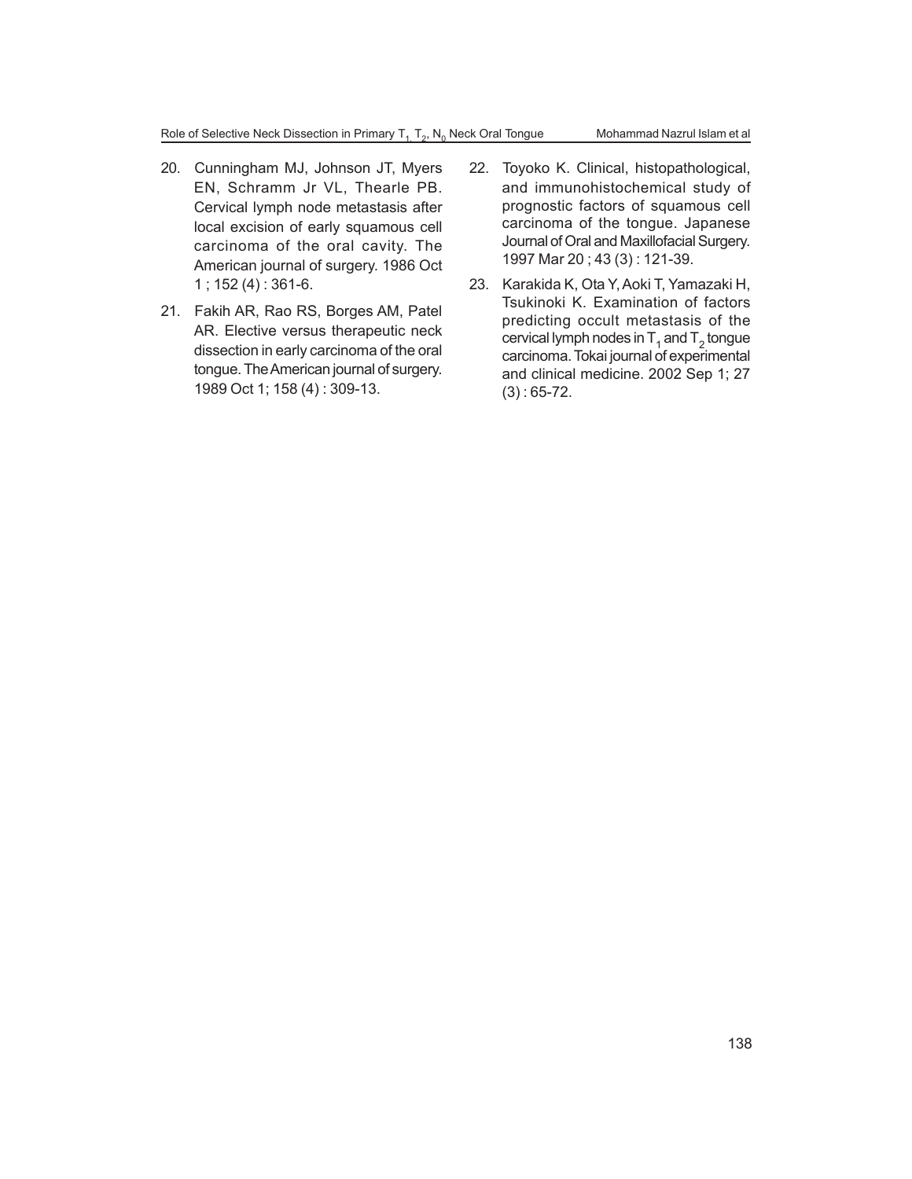20. Cunningham MJ, Johnson JT, Myers EN, Schramm Jr VL, Thearle PB. Cervical lymph node metastasis after local excision of early squamous cell carcinoma of the oral cavity. The American journal of surgery. 1986 Oct 1 ; 152 (4) : 361-6.

21. Fakih AR, Rao RS, Borges AM, Patel AR. Elective versus therapeutic neck dissection in early carcinoma of the oral tongue. The American journal of surgery. 1989 Oct 1; 158 (4) : 309-13.

22. Toyoko K. Clinical, histopathological, and immunohistochemical study of prognostic factors of squamous cell carcinoma of the tongue. Japanese Journal of Oral and Maxillofacial Surgery. 1997 Mar 20 ; 43 (3) : 121-39.

23. Karakida K, Ota Y, Aoki T, Yamazaki H, Tsukinoki K. Examination of factors predicting occult metastasis of the cervical lymph nodes in $T_1$ and $T_2$ tongue carcinoma. Tokai journal of experimental and clinical medicine. 2002 Sep 1; 27 (3) : 65-72.